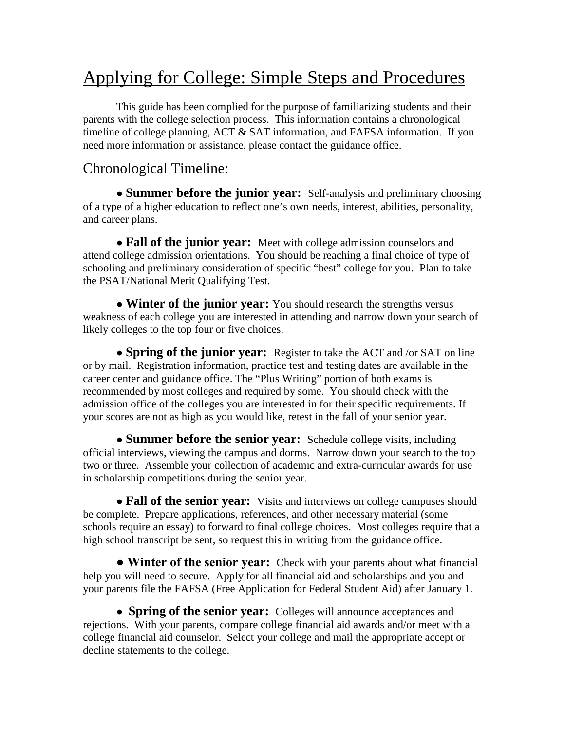# Applying for College: Simple Steps and Procedures

This guide has been complied for the purpose of familiarizing students and their parents with the college selection process. This information contains a chronological timeline of college planning, ACT & SAT information, and FAFSA information. If you need more information or assistance, please contact the guidance office.

## Chronological Timeline:

- **Summer before the junior year:** Self-analysis and preliminary choosing of a type of a higher education to reflect one's own needs, interest, abilities, personality, and career plans.

- **Fall of the junior year:** Meet with college admission counselors and attend college admission orientations. You should be reaching a final choice of type of schooling and preliminary consideration of specific "best" college for you. Plan to take the PSAT/National Merit Qualifying Test.

- **Winter of the junior year:** You should research the strengths versus weakness of each college you are interested in attending and narrow down your search of likely colleges to the top four or five choices.

- **Spring of the junior year:** Register to take the ACT and /or SAT on line or by mail. Registration information, practice test and testing dates are available in the career center and guidance office. The "Plus Writing" portion of both exams is recommended by most colleges and required by some. You should check with the admission office of the colleges you are interested in for their specific requirements. If your scores are not as high as you would like, retest in the fall of your senior year.

- **Summer before the senior year:** Schedule college visits, including official interviews, viewing the campus and dorms. Narrow down your search to the top two or three. Assemble your collection of academic and extra-curricular awards for use in scholarship competitions during the senior year.

- **Fall of the senior year:** Visits and interviews on college campuses should be complete. Prepare applications, references, and other necessary material (some schools require an essay) to forward to final college choices. Most colleges require that a high school transcript be sent, so request this in writing from the guidance office.

- **Winter of the senior year:** Check with your parents about what financial help you will need to secure. Apply for all financial aid and scholarships and you and your parents file the FAFSA (Free Application for Federal Student Aid) after January 1.

- **Spring of the senior year:** Colleges will announce acceptances and rejections. With your parents, compare college financial aid awards and/or meet with a college financial aid counselor. Select your college and mail the appropriate accept or decline statements to the college.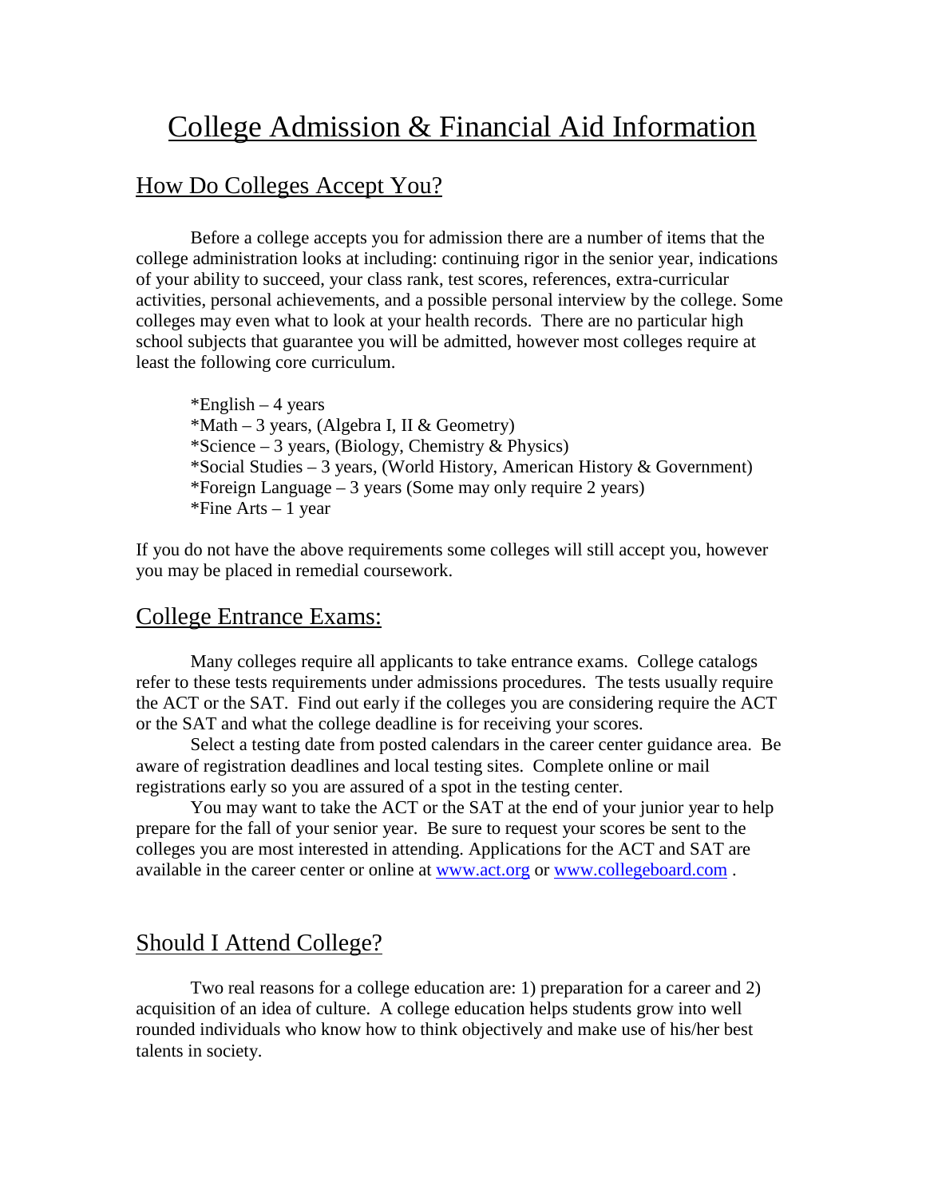# College Admission & Financial Aid Information

## How Do Colleges Accept You?

Before a college accepts you for admission there are a number of items that the college administration looks at including: continuing rigor in the senior year, indications of your ability to succeed, your class rank, test scores, references, extra-curricular activities, personal achievements, and a possible personal interview by the college. Some colleges may even what to look at your health records. There are no particular high school subjects that guarantee you will be admitted, however most colleges require at least the following core curriculum.

*English – 4 years
*Math – 3 years, (Algebra I, II & Geometry)
*Science – 3 years, (Biology, Chemistry & Physics)
*Social Studies – 3 years, (World History, American History & Government)
*Foreign Language – 3 years (Some may only require 2 years)
*Fine Arts – 1 year

If you do not have the above requirements some colleges will still accept you, however you may be placed in remedial coursework.

## College Entrance Exams:

Many colleges require all applicants to take entrance exams. College catalogs refer to these tests requirements under admissions procedures. The tests usually require the ACT or the SAT. Find out early if the colleges you are considering require the ACT or the SAT and what the college deadline is for receiving your scores.

Select a testing date from posted calendars in the career center guidance area. Be aware of registration deadlines and local testing sites. Complete online or mail registrations early so you are assured of a spot in the testing center.

You may want to take the ACT or the SAT at the end of your junior year to help prepare for the fall of your senior year. Be sure to request your scores be sent to the colleges you are most interested in attending. Applications for the ACT and SAT are available in the career center or online at www.act.org or www.collegeboard.com .

## Should I Attend College?

Two real reasons for a college education are: 1) preparation for a career and 2) acquisition of an idea of culture. A college education helps students grow into well rounded individuals who know how to think objectively and make use of his/her best talents in society.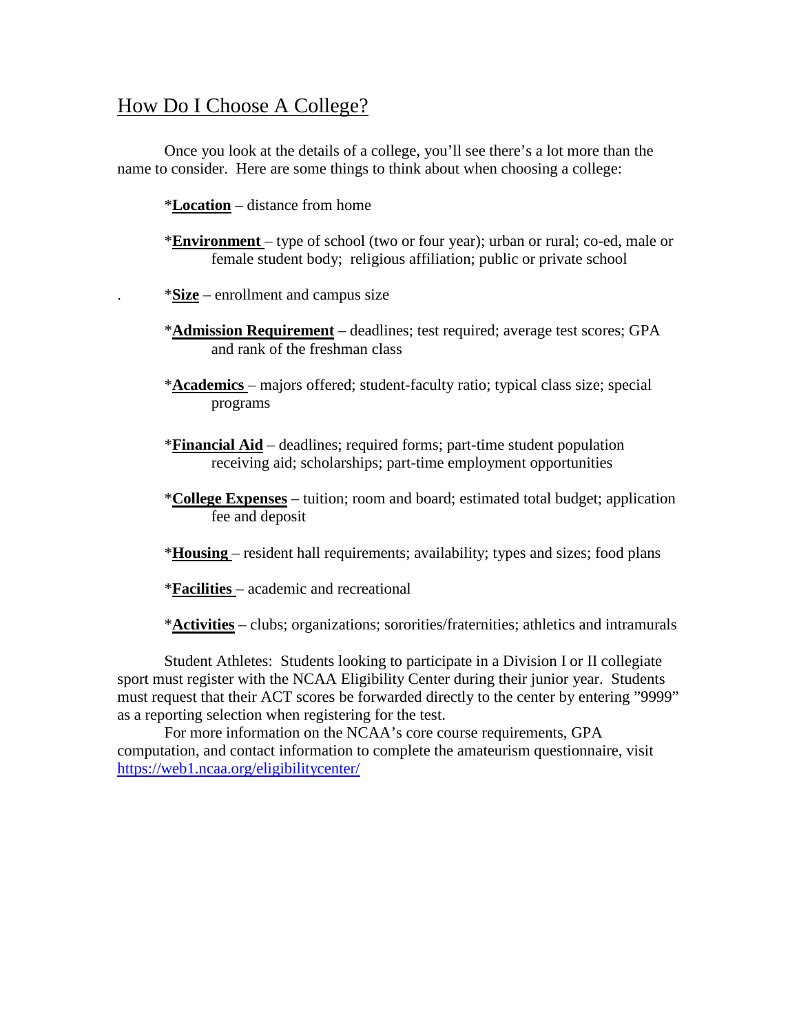## How Do I Choose A College?

Once you look at the details of a college, you'll see there's a lot more than the name to consider. Here are some things to think about when choosing a college:

*__Location__ – distance from home

*__Environment__ – type of school (two or four year); urban or rural; co-ed, male or female student body; religious affiliation; public or private school

*__Size__ – enrollment and campus size

*__Admission Requirement__ – deadlines; test required; average test scores; GPA and rank of the freshman class

*__Academics__ – majors offered; student-faculty ratio; typical class size; special programs

*__Financial Aid__ – deadlines; required forms; part-time student population receiving aid; scholarships; part-time employment opportunities

*__College Expenses__ – tuition; room and board; estimated total budget; application fee and deposit

*__Housing__ – resident hall requirements; availability; types and sizes; food plans

*__Facilities__ – academic and recreational

*__Activities__ – clubs; organizations; sororities/fraternities; athletics and intramurals

Student Athletes: Students looking to participate in a Division I or II collegiate sport must register with the NCAA Eligibility Center during their junior year. Students must request that their ACT scores be forwarded directly to the center by entering "9999" as a reporting selection when registering for the test.

For more information on the NCAA's core course requirements, GPA computation, and contact information to complete the amateurism questionnaire, visit https://web1.ncaa.org/eligibilitycenter/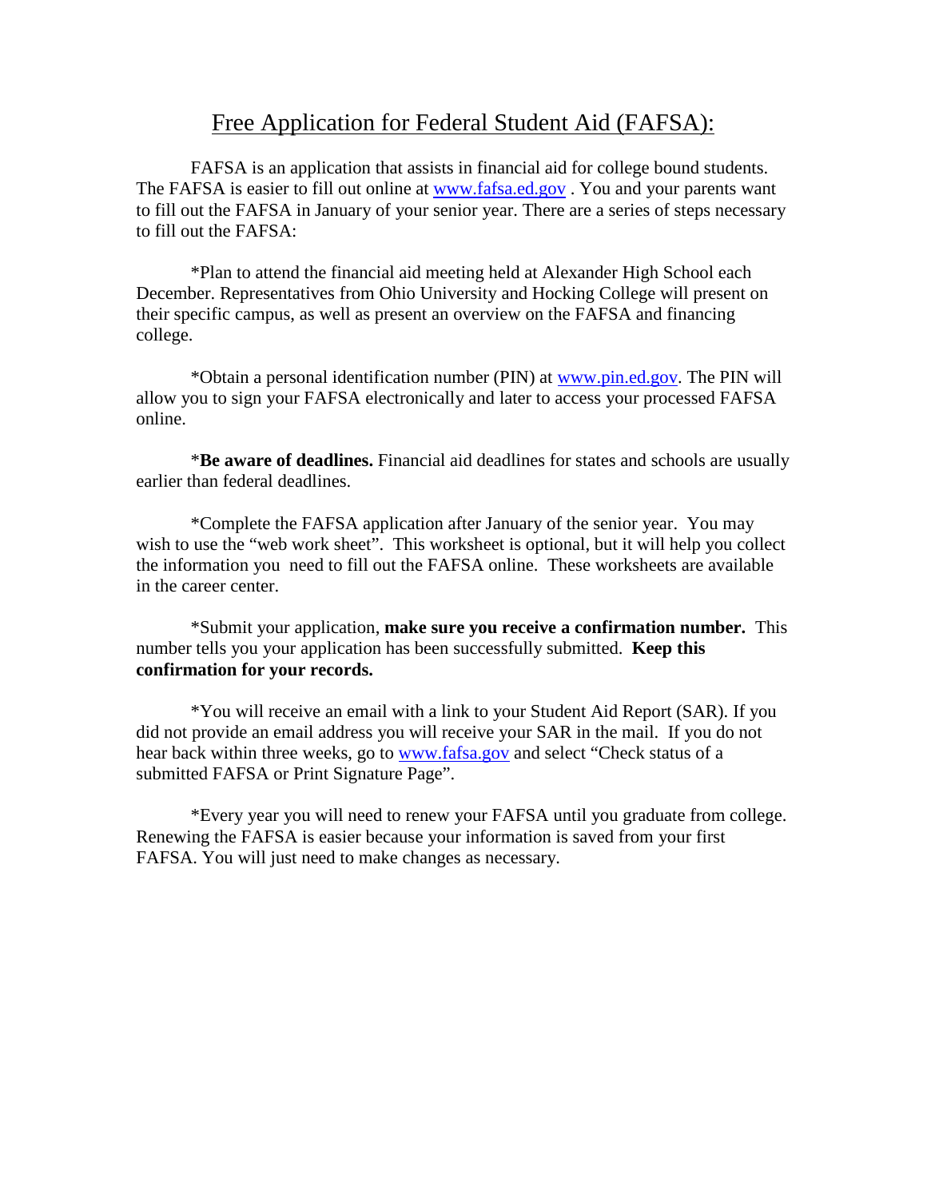# Free Application for Federal Student Aid (FAFSA):

FAFSA is an application that assists in financial aid for college bound students. The FAFSA is easier to fill out online at www.fafsa.ed.gov . You and your parents want to fill out the FAFSA in January of your senior year. There are a series of steps necessary to fill out the FAFSA:

*Plan to attend the financial aid meeting held at Alexander High School each December. Representatives from Ohio University and Hocking College will present on their specific campus, as well as present an overview on the FAFSA and financing college.

*Obtain a personal identification number (PIN) at www.pin.ed.gov. The PIN will allow you to sign your FAFSA electronically and later to access your processed FAFSA online.

***Be aware of deadlines.** Financial aid deadlines for states and schools are usually earlier than federal deadlines.

*Complete the FAFSA application after January of the senior year. You may wish to use the "web work sheet". This worksheet is optional, but it will help you collect the information you need to fill out the FAFSA online. These worksheets are available in the career center.

*Submit your application, **make sure you receive a confirmation number.** This number tells you your application has been successfully submitted. **Keep this confirmation for your records.**

*You will receive an email with a link to your Student Aid Report (SAR). If you did not provide an email address you will receive your SAR in the mail. If you do not hear back within three weeks, go to www.fafsa.gov and select "Check status of a submitted FAFSA or Print Signature Page".

*Every year you will need to renew your FAFSA until you graduate from college. Renewing the FAFSA is easier because your information is saved from your first FAFSA. You will just need to make changes as necessary.